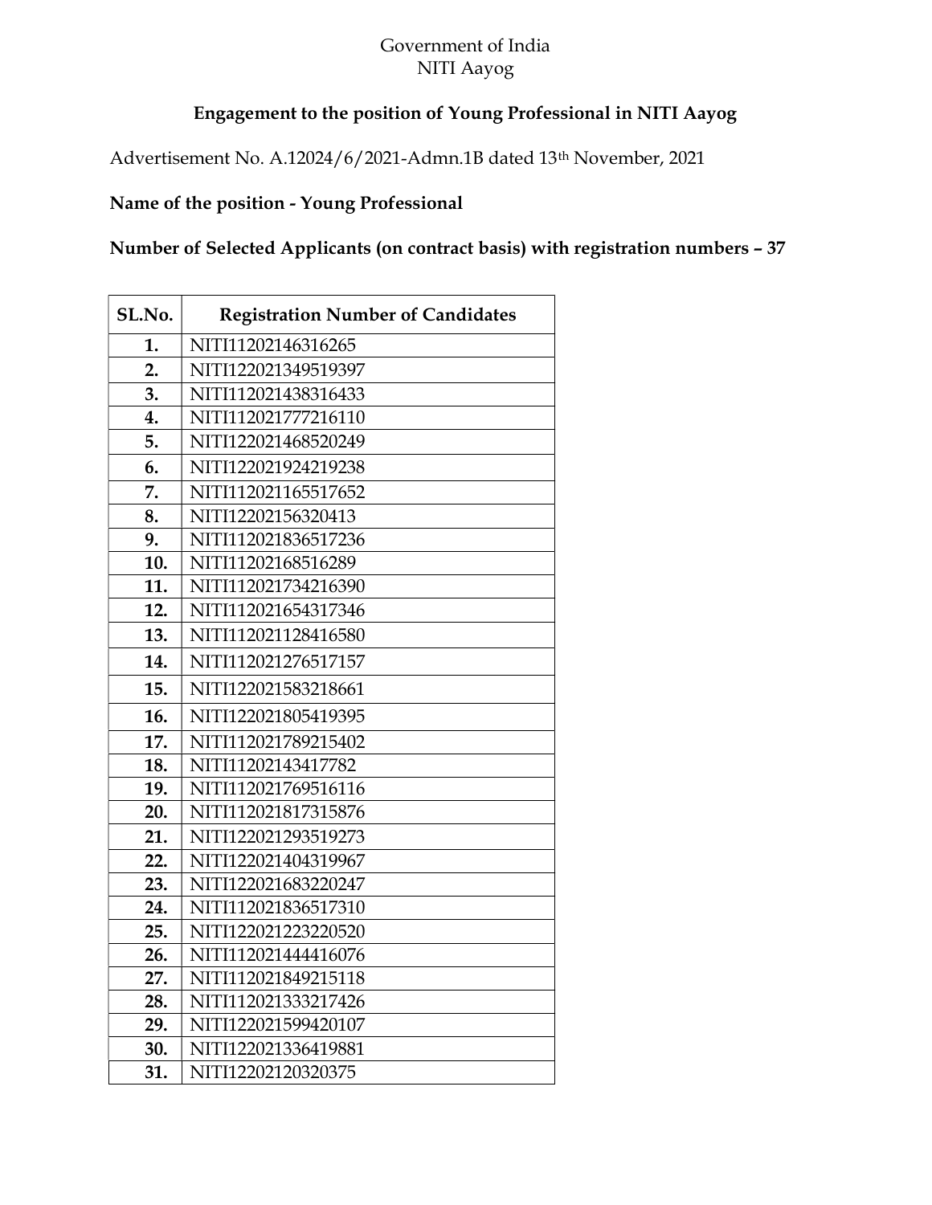Government of India
NITI Aayog

## Engagement to the position of Young Professional in NITI Aayog

Advertisement No. A.12024/6/2021-Admn.1B dated 13th November, 2021

**Name of the position - Young Professional**

**Number of Selected Applicants (on contract basis) with registration numbers – 37**

| SL.No. | Registration Number of Candidates |
|---|---|
| 1. | NITI11202146316265 |
| 2. | NITI122021349519397 |
| 3. | NITI112021438316433 |
| 4. | NITI112021777216110 |
| 5. | NITI122021468520249 |
| 6. | NITI122021924219238 |
| 7. | NITI112021165517652 |
| 8. | NITI12202156320413 |
| 9. | NITI112021836517236 |
| 10. | NITI11202168516289 |
| 11. | NITI112021734216390 |
| 12. | NITI112021654317346 |
| 13. | NITI112021128416580 |
| 14. | NITI112021276517157 |
| 15. | NITI122021583218661 |
| 16. | NITI122021805419395 |
| 17. | NITI112021789215402 |
| 18. | NITI11202143417782 |
| 19. | NITI112021769516116 |
| 20. | NITI112021817315876 |
| 21. | NITI122021293519273 |
| 22. | NITI122021404319967 |
| 23. | NITI122021683220247 |
| 24. | NITI112021836517310 |
| 25. | NITI122021223220520 |
| 26. | NITI112021444416076 |
| 27. | NITI112021849215118 |
| 28. | NITI112021333217426 |
| 29. | NITI122021599420107 |
| 30. | NITI122021336419881 |
| 31. | NITI12202120320375 |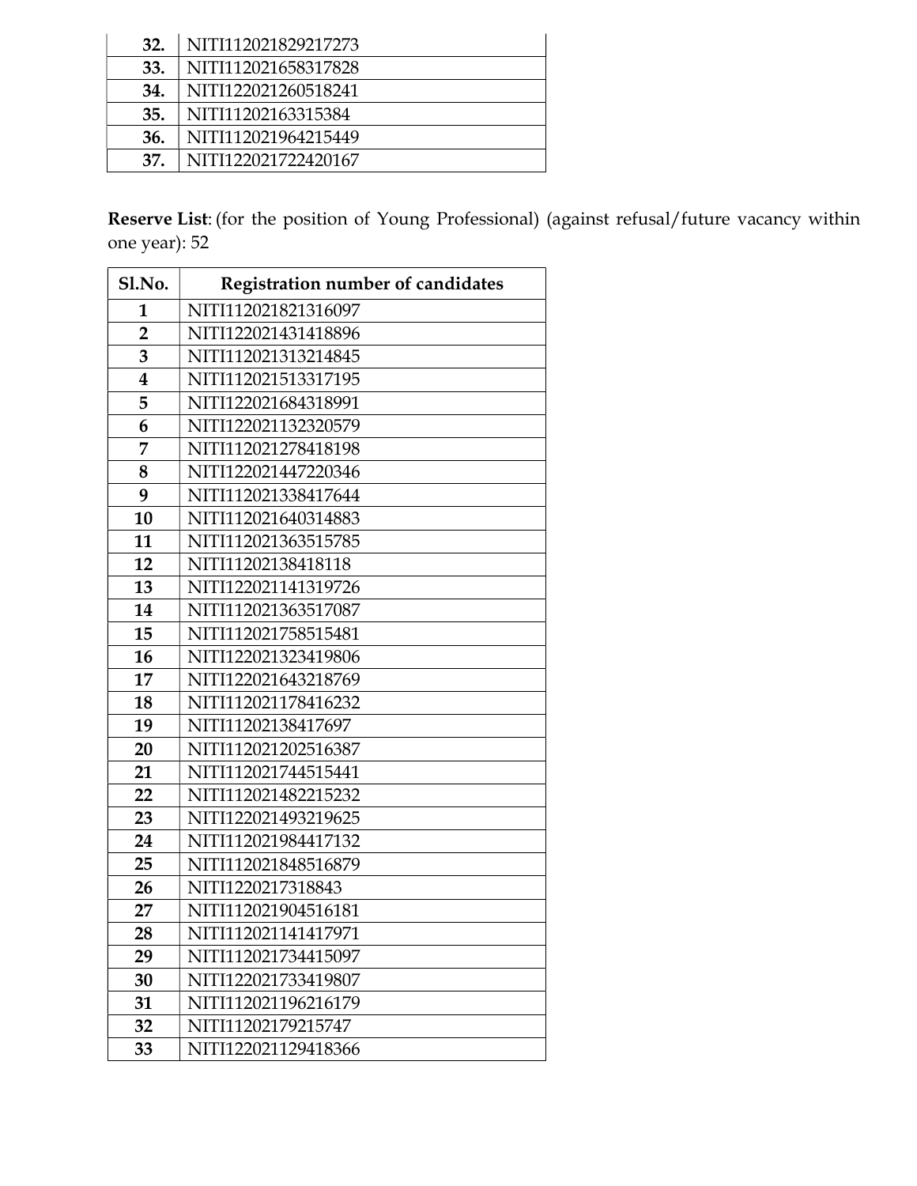| | |
|---|---|
| **32.** | NITI112021829217273 |
| **33.** | NITI112021658317828 |
| **34.** | NITI122021260518241 |
| **35.** | NITI11202163315384 |
| **36.** | NITI112021964215449 |
| **37.** | NITI122021722420167 |

**Reserve List**: (for the position of Young Professional) (against refusal/future vacancy within one year): 52

| Sl.No. | Registration number of candidates |
|---|---|
| **1** | NITI112021821316097 |
| **2** | NITI122021431418896 |
| **3** | NITI112021313214845 |
| **4** | NITI112021513317195 |
| **5** | NITI122021684318991 |
| **6** | NITI122021132320579 |
| **7** | NITI112021278418198 |
| **8** | NITI122021447220346 |
| **9** | NITI112021338417644 |
| **10** | NITI112021640314883 |
| **11** | NITI112021363515785 |
| **12** | NITI11202138418118 |
| **13** | NITI122021141319726 |
| **14** | NITI112021363517087 |
| **15** | NITI112021758515481 |
| **16** | NITI122021323419806 |
| **17** | NITI122021643218769 |
| **18** | NITI112021178416232 |
| **19** | NITI11202138417697 |
| **20** | NITI112021202516387 |
| **21** | NITI112021744515441 |
| **22** | NITI112021482215232 |
| **23** | NITI122021493219625 |
| **24** | NITI112021984417132 |
| **25** | NITI112021848516879 |
| **26** | NITI1220217318843 |
| **27** | NITI112021904516181 |
| **28** | NITI112021141417971 |
| **29** | NITI112021734415097 |
| **30** | NITI122021733419807 |
| **31** | NITI112021196216179 |
| **32** | NITI11202179215747 |
| **33** | NITI122021129418366 |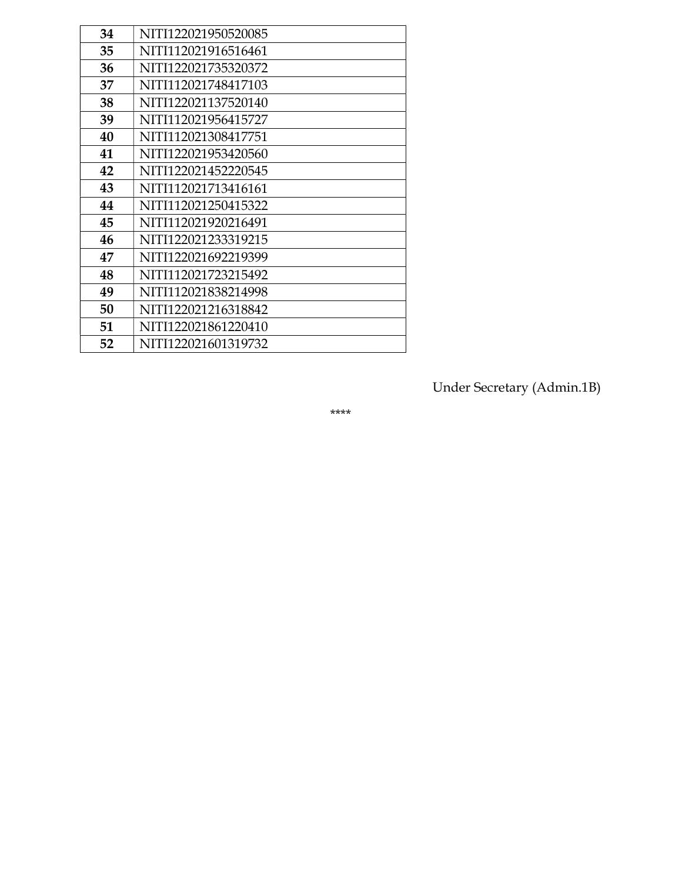| | |
|---|---|
| **34** | NITI122021950520085 |
| **35** | NITI112021916516461 |
| **36** | NITI122021735320372 |
| **37** | NITI112021748417103 |
| **38** | NITI122021137520140 |
| **39** | NITI112021956415727 |
| **40** | NITI112021308417751 |
| **41** | NITI122021953420560 |
| **42** | NITI122021452220545 |
| **43** | NITI112021713416161 |
| **44** | NITI112021250415322 |
| **45** | NITI112021920216491 |
| **46** | NITI122021233319215 |
| **47** | NITI122021692219399 |
| **48** | NITI112021723215492 |
| **49** | NITI112021838214998 |
| **50** | NITI122021216318842 |
| **51** | NITI122021861220410 |
| **52** | NITI122021601319732 |

Under Secretary (Admin.1B)

****